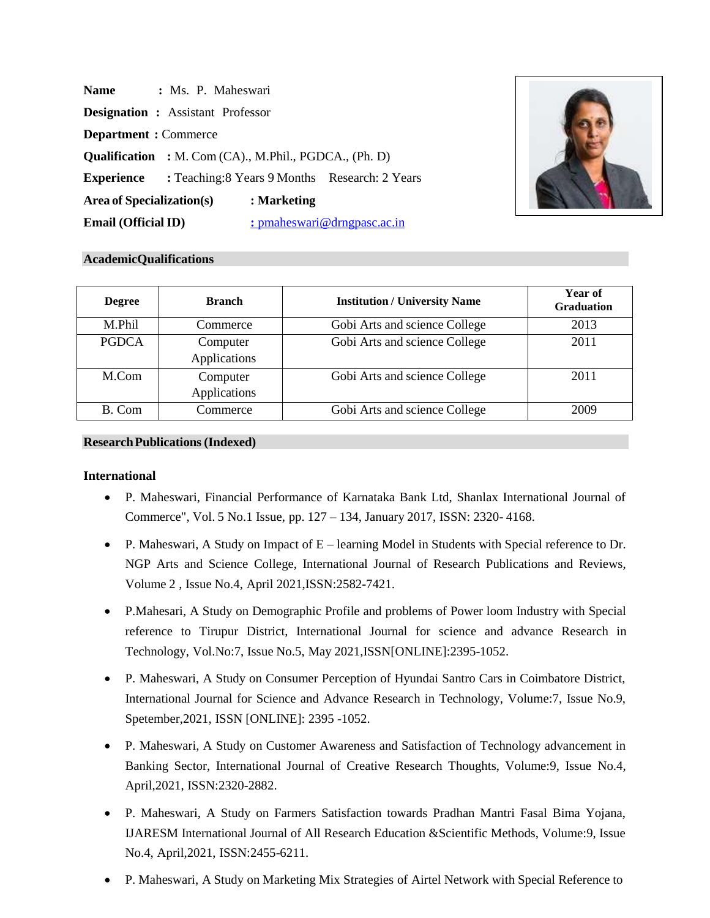**Name** : Ms. P. Maheswari

**Designation** : Assistant Professor

**Department** : Commerce

**Qualification** : M. Com (CA)., M.Phil., PGDCA., (Ph. D)

**Experience** : Teaching:8 Years 9 Months Research: 2 Years

**Area of Specialization(s)** : **Marketing**

**Email (Official ID)** : pmaheswari@drngpasc.ac.in

## AcademicQualifications

| Degree | Branch | Institution / University Name | Year of Graduation |
|---|---|---|---|
| M.Phil | Commerce | Gobi Arts and science College | 2013 |
| PGDCA | Computer Applications | Gobi Arts and science College | 2011 |
| M.Com | Computer Applications | Gobi Arts and science College | 2011 |
| B. Com | Commerce | Gobi Arts and science College | 2009 |

## Research Publications (Indexed)

### International

- P. Maheswari, Financial Performance of Karnataka Bank Ltd, Shanlax International Journal of Commerce", Vol. 5 No.1 Issue, pp. 127 – 134, January 2017, ISSN: 2320- 4168.
- P. Maheswari, A Study on Impact of E – learning Model in Students with Special reference to Dr. NGP Arts and Science College, International Journal of Research Publications and Reviews, Volume 2 , Issue No.4, April 2021,ISSN:2582-7421.
- P.Mahesari, A Study on Demographic Profile and problems of Power loom Industry with Special reference to Tirupur District, International Journal for science and advance Research in Technology, Vol.No:7, Issue No.5, May 2021,ISSN[ONLINE]:2395-1052.
- P. Maheswari, A Study on Consumer Perception of Hyundai Santro Cars in Coimbatore District, International Journal for Science and Advance Research in Technology, Volume:7, Issue No.9, Spetember,2021, ISSN [ONLINE]: 2395 -1052.
- P. Maheswari, A Study on Customer Awareness and Satisfaction of Technology advancement in Banking Sector, International Journal of Creative Research Thoughts, Volume:9, Issue No.4, April,2021, ISSN:2320-2882.
- P. Maheswari, A Study on Farmers Satisfaction towards Pradhan Mantri Fasal Bima Yojana, IJARESM International Journal of All Research Education &Scientific Methods, Volume:9, Issue No.4, April,2021, ISSN:2455-6211.
- P. Maheswari, A Study on Marketing Mix Strategies of Airtel Network with Special Reference to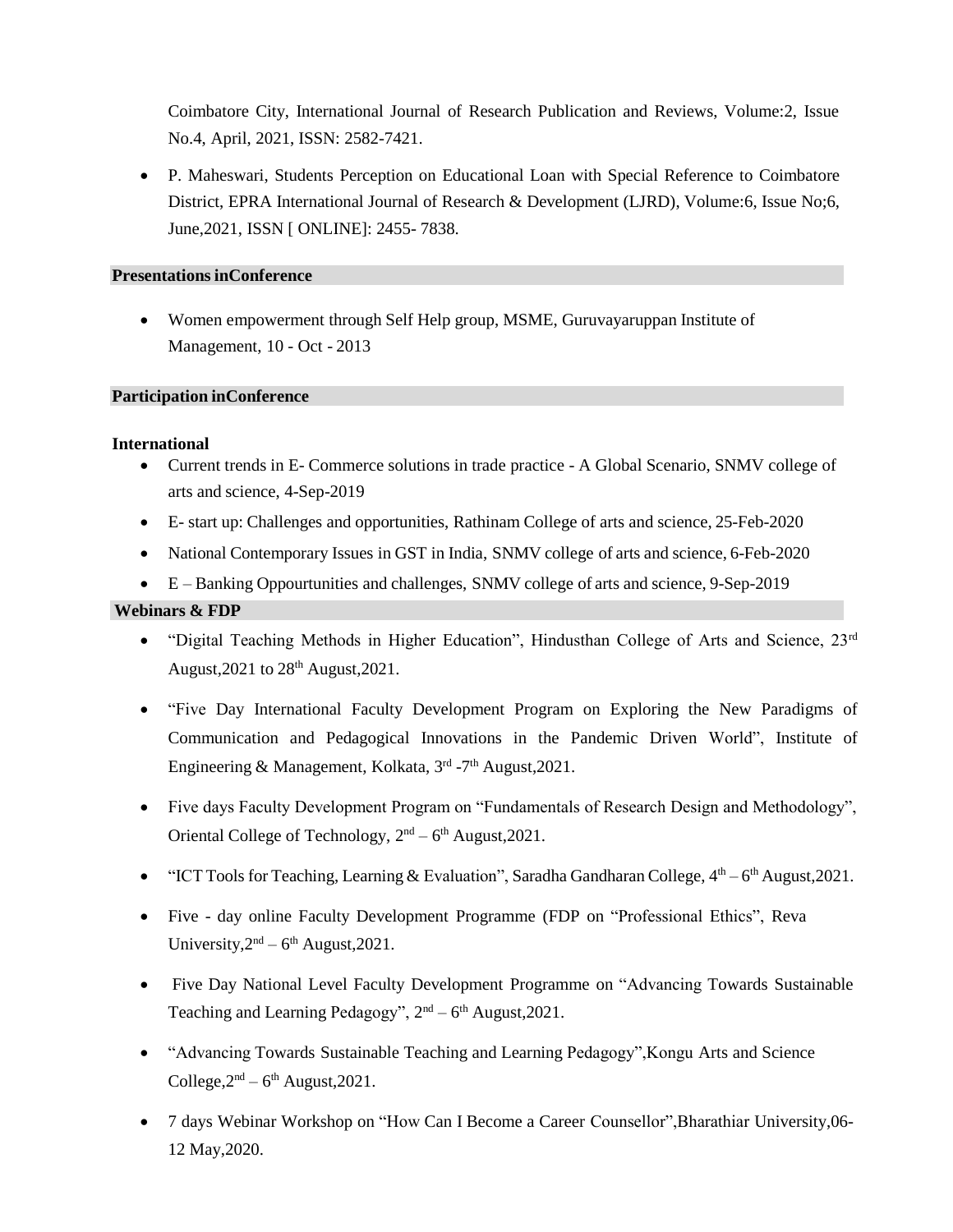Coimbatore City, International Journal of Research Publication and Reviews, Volume:2, Issue No.4, April, 2021, ISSN: 2582-7421.

- P. Maheswari, Students Perception on Educational Loan with Special Reference to Coimbatore District, EPRA International Journal of Research & Development (LJRD), Volume:6, Issue No;6, June,2021, ISSN [ ONLINE]: 2455- 7838.

## Presentations inConference

- Women empowerment through Self Help group, MSME, Guruvayaruppan Institute of Management, 10 - Oct - 2013

## Participation inConference

### International

- Current trends in E- Commerce solutions in trade practice - A Global Scenario, SNMV college of arts and science, 4-Sep-2019
- E- start up: Challenges and opportunities, Rathinam College of arts and science, 25-Feb-2020
- National Contemporary Issues in GST in India, SNMV college of arts and science, 6-Feb-2020
- E – Banking Oppourtunities and challenges, SNMV college of arts and science, 9-Sep-2019

## Webinars & FDP

- "Digital Teaching Methods in Higher Education", Hindusthan College of Arts and Science, 23rd August,2021 to 28th August,2021.
- "Five Day International Faculty Development Program on Exploring the New Paradigms of Communication and Pedagogical Innovations in the Pandemic Driven World", Institute of Engineering & Management, Kolkata, 3rd -7th August,2021.
- Five days Faculty Development Program on "Fundamentals of Research Design and Methodology", Oriental College of Technology, 2nd – 6th August,2021.
- "ICT Tools for Teaching, Learning & Evaluation", Saradha Gandharan College, 4th – 6th August,2021.
- Five - day online Faculty Development Programme (FDP on "Professional Ethics", Reva University,2nd – 6th August,2021.
- Five Day National Level Faculty Development Programme on "Advancing Towards Sustainable Teaching and Learning Pedagogy", 2nd – 6th August,2021.
- "Advancing Towards Sustainable Teaching and Learning Pedagogy",Kongu Arts and Science College,2nd – 6th August,2021.
- 7 days Webinar Workshop on "How Can I Become a Career Counsellor",Bharathiar University,06-12 May,2020.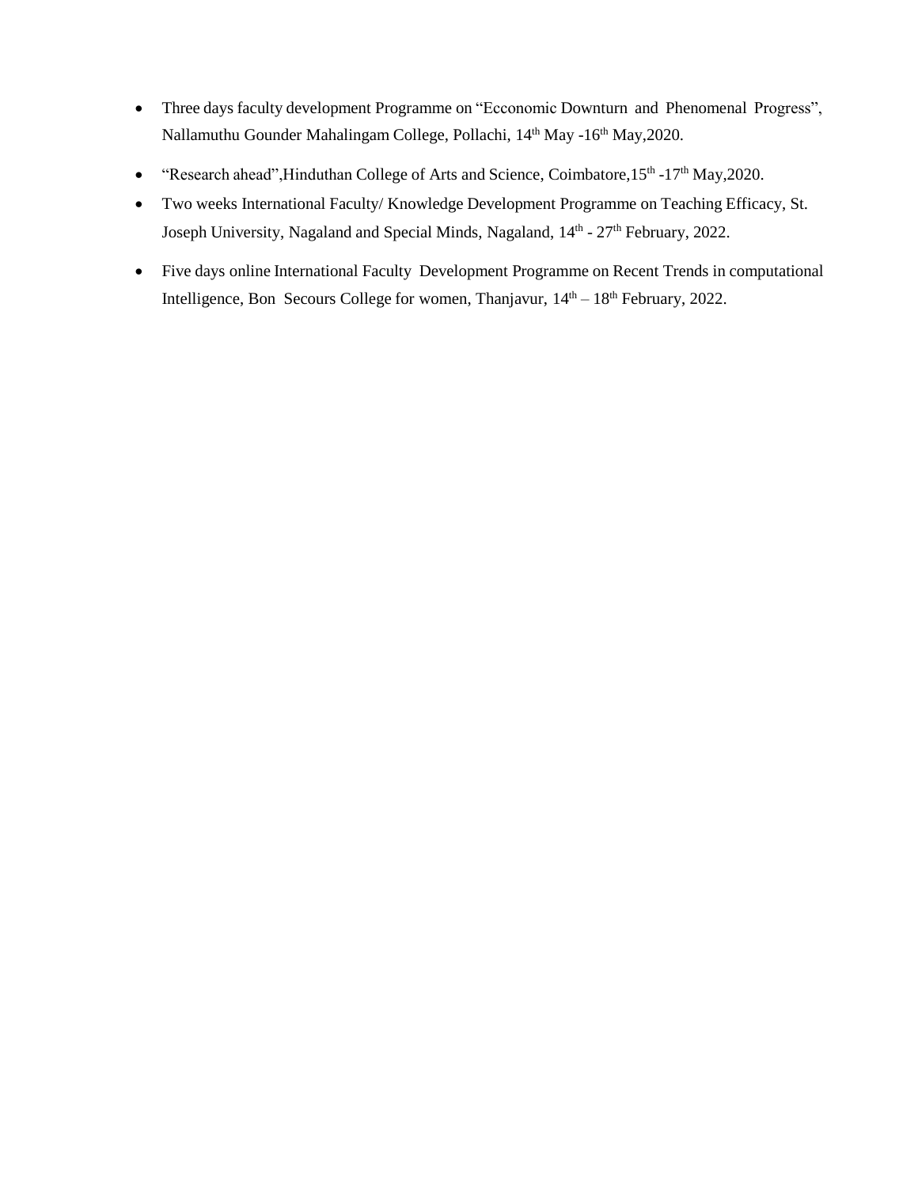- Three days faculty development Programme on "Ecconomic Downturn and Phenomenal Progress", Nallamuthu Gounder Mahalingam College, Pollachi, 14th May -16th May,2020.
- "Research ahead",Hinduthan College of Arts and Science, Coimbatore,15th -17th May,2020.
- Two weeks International Faculty/ Knowledge Development Programme on Teaching Efficacy, St. Joseph University, Nagaland and Special Minds, Nagaland, 14th - 27th February, 2022.
- Five days online International Faculty Development Programme on Recent Trends in computational Intelligence, Bon Secours College for women, Thanjavur, 14th – 18th February, 2022.